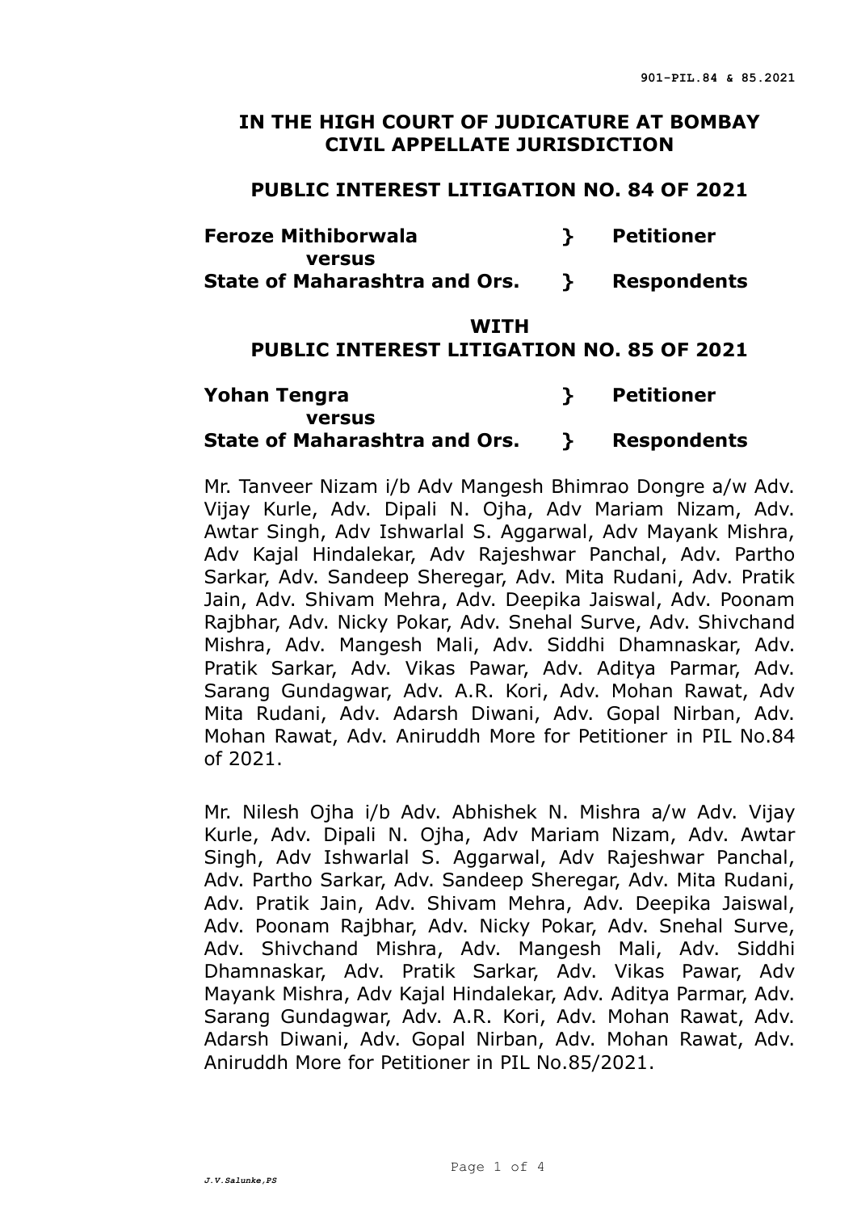**IN THE HIGH COURT OF JUDICATURE AT BOMBAY**
**CIVIL APPELLATE JURISDICTION**

**PUBLIC INTEREST LITIGATION NO. 84 OF 2021**

| | | |
|---|---|---|
| **Feroze Mithiborwala** | **}** | **Petitioner** |
| **versus** | | |
| **State of Maharashtra and Ors.** | **}** | **Respondents** |

**WITH**
**PUBLIC INTEREST LITIGATION NO. 85 OF 2021**

| | | |
|---|---|---|
| **Yohan Tengra** | **}** | **Petitioner** |
| **versus** | | |
| **State of Maharashtra and Ors.** | **}** | **Respondents** |

Mr. Tanveer Nizam i/b Adv Mangesh Bhimrao Dongre a/w Adv. Vijay Kurle, Adv. Dipali N. Ojha, Adv Mariam Nizam, Adv. Awtar Singh, Adv Ishwarlal S. Aggarwal, Adv Mayank Mishra, Adv Kajal Hindalekar, Adv Rajeshwar Panchal, Adv. Partho Sarkar, Adv. Sandeep Sheregar, Adv. Mita Rudani, Adv. Pratik Jain, Adv. Shivam Mehra, Adv. Deepika Jaiswal, Adv. Poonam Rajbhar, Adv. Nicky Pokar, Adv. Snehal Surve, Adv. Shivchand Mishra, Adv. Mangesh Mali, Adv. Siddhi Dhamnaskar, Adv. Pratik Sarkar, Adv. Vikas Pawar, Adv. Aditya Parmar, Adv. Sarang Gundagwar, Adv. A.R. Kori, Adv. Mohan Rawat, Adv Mita Rudani, Adv. Adarsh Diwani, Adv. Gopal Nirban, Adv. Mohan Rawat, Adv. Aniruddh More for Petitioner in PIL No.84 of 2021.

Mr. Nilesh Ojha i/b Adv. Abhishek N. Mishra a/w Adv. Vijay Kurle, Adv. Dipali N. Ojha, Adv Mariam Nizam, Adv. Awtar Singh, Adv Ishwarlal S. Aggarwal, Adv Rajeshwar Panchal, Adv. Partho Sarkar, Adv. Sandeep Sheregar, Adv. Mita Rudani, Adv. Pratik Jain, Adv. Shivam Mehra, Adv. Deepika Jaiswal, Adv. Poonam Rajbhar, Adv. Nicky Pokar, Adv. Snehal Surve, Adv. Shivchand Mishra, Adv. Mangesh Mali, Adv. Siddhi Dhamnaskar, Adv. Pratik Sarkar, Adv. Vikas Pawar, Adv Mayank Mishra, Adv Kajal Hindalekar, Adv. Aditya Parmar, Adv. Sarang Gundagwar, Adv. A.R. Kori, Adv. Mohan Rawat, Adv. Adarsh Diwani, Adv. Gopal Nirban, Adv. Mohan Rawat, Adv. Aniruddh More for Petitioner in PIL No.85/2021.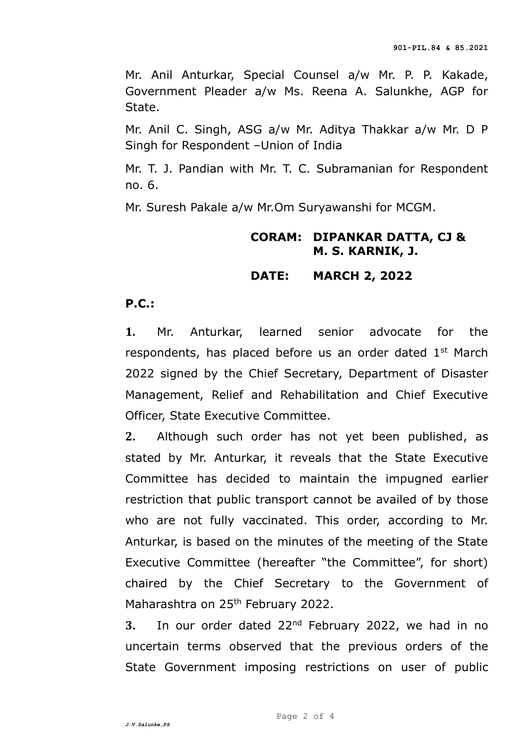Mr. Anil Anturkar, Special Counsel a/w Mr. P. P. Kakade, Government Pleader a/w Ms. Reena A. Salunkhe, AGP for State.

Mr. Anil C. Singh, ASG a/w Mr. Aditya Thakkar a/w Mr. D P Singh for Respondent –Union of India

Mr. T. J. Pandian with Mr. T. C. Subramanian for Respondent no. 6.

Mr. Suresh Pakale a/w Mr.Om Suryawanshi for MCGM.

**CORAM: DIPANKAR DATTA, CJ &**
**M. S. KARNIK, J.**

**DATE: MARCH 2, 2022**

**P.C.:**

**1.** Mr. Anturkar, learned senior advocate for the respondents, has placed before us an order dated 1st March 2022 signed by the Chief Secretary, Department of Disaster Management, Relief and Rehabilitation and Chief Executive Officer, State Executive Committee.

**2.** Although such order has not yet been published, as stated by Mr. Anturkar, it reveals that the State Executive Committee has decided to maintain the impugned earlier restriction that public transport cannot be availed of by those who are not fully vaccinated. This order, according to Mr. Anturkar, is based on the minutes of the meeting of the State Executive Committee (hereafter "the Committee", for short) chaired by the Chief Secretary to the Government of Maharashtra on 25th February 2022.

**3.** In our order dated 22nd February 2022, we had in no uncertain terms observed that the previous orders of the State Government imposing restrictions on user of public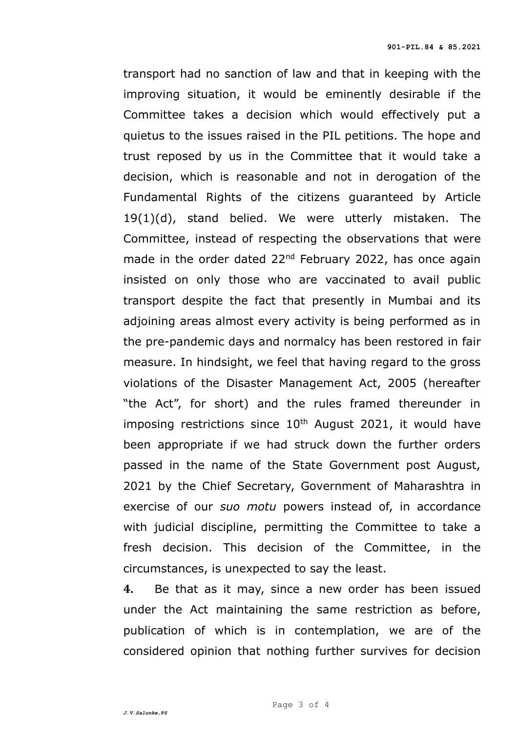transport had no sanction of law and that in keeping with the improving situation, it would be eminently desirable if the Committee takes a decision which would effectively put a quietus to the issues raised in the PIL petitions. The hope and trust reposed by us in the Committee that it would take a decision, which is reasonable and not in derogation of the Fundamental Rights of the citizens guaranteed by Article 19(1)(d), stand belied. We were utterly mistaken. The Committee, instead of respecting the observations that were made in the order dated 22nd February 2022, has once again insisted on only those who are vaccinated to avail public transport despite the fact that presently in Mumbai and its adjoining areas almost every activity is being performed as in the pre-pandemic days and normalcy has been restored in fair measure. In hindsight, we feel that having regard to the gross violations of the Disaster Management Act, 2005 (hereafter "the Act", for short) and the rules framed thereunder in imposing restrictions since 10th August 2021, it would have been appropriate if we had struck down the further orders passed in the name of the State Government post August, 2021 by the Chief Secretary, Government of Maharashtra in exercise of our *suo motu* powers instead of, in accordance with judicial discipline, permitting the Committee to take a fresh decision. This decision of the Committee, in the circumstances, is unexpected to say the least.

**4.** Be that as it may, since a new order has been issued under the Act maintaining the same restriction as before, publication of which is in contemplation, we are of the considered opinion that nothing further survives for decision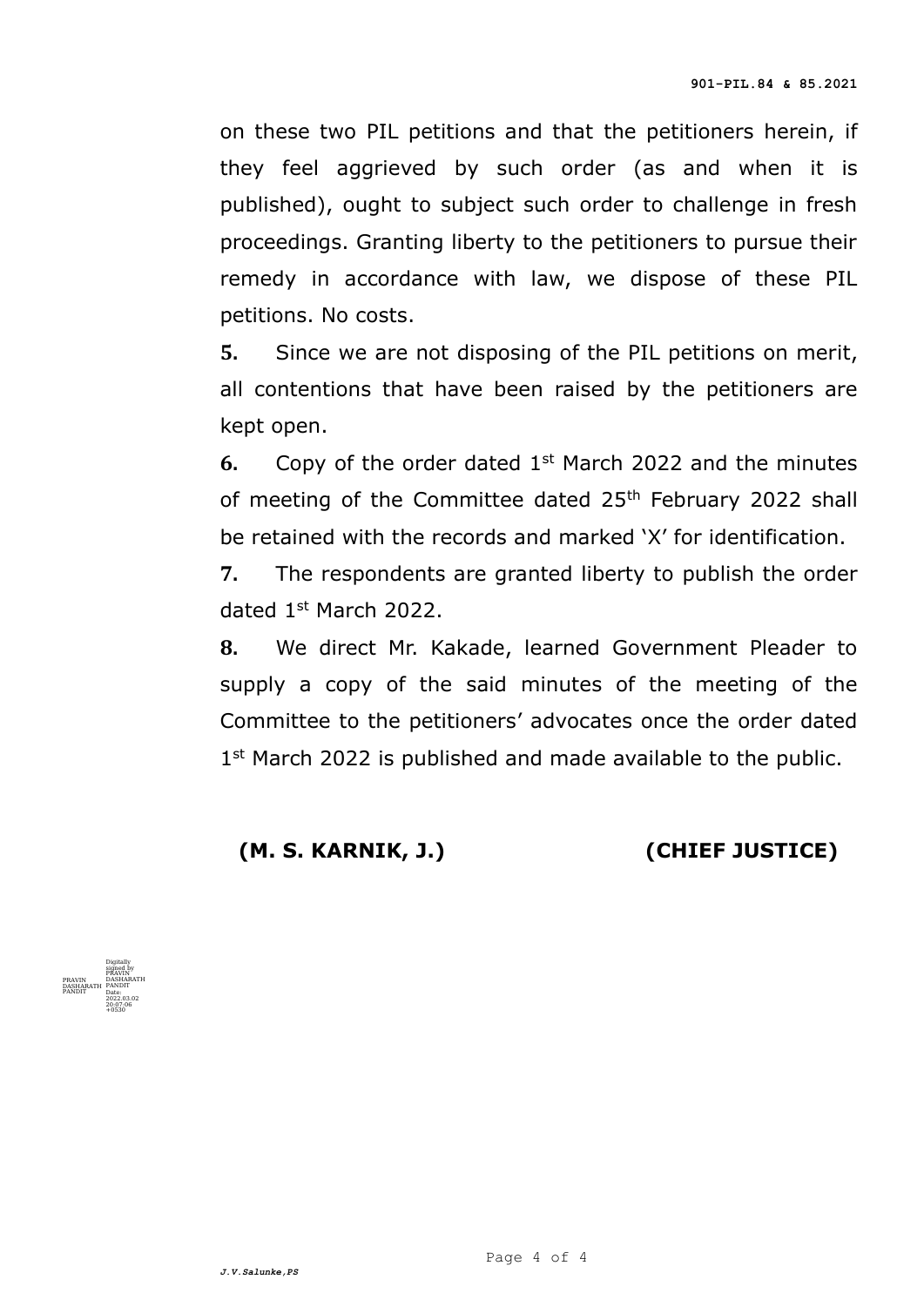on these two PIL petitions and that the petitioners herein, if they feel aggrieved by such order (as and when it is published), ought to subject such order to challenge in fresh proceedings. Granting liberty to the petitioners to pursue their remedy in accordance with law, we dispose of these PIL petitions. No costs.

**5.** Since we are not disposing of the PIL petitions on merit, all contentions that have been raised by the petitioners are kept open.

**6.** Copy of the order dated 1st March 2022 and the minutes of meeting of the Committee dated 25th February 2022 shall be retained with the records and marked 'X' for identification.

**7.** The respondents are granted liberty to publish the order dated 1st March 2022.

**8.** We direct Mr. Kakade, learned Government Pleader to supply a copy of the said minutes of the meeting of the Committee to the petitioners' advocates once the order dated 1st March 2022 is published and made available to the public.

**(M. S. KARNIK, J.)** **(CHIEF JUSTICE)**

PRAVIN DASHARATH PANDIT Digitally signed by PRAVIN DASHARATH PANDIT Date: 2022.03.02 20:07:06 +0530

*J.V.Salunke,PS*